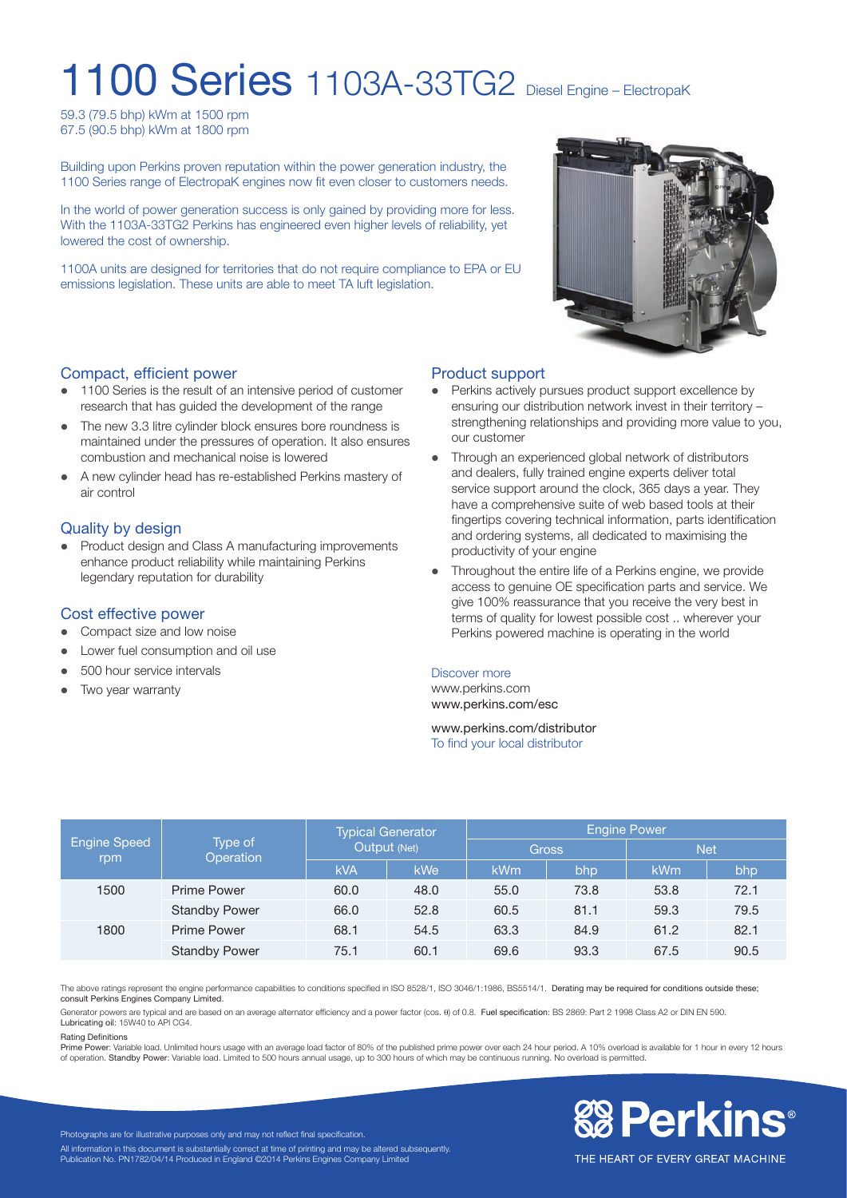# 1100 Series 1103A-33TG2 Diesel Engine – ElectropaK

59.3 (79.5 bhp) kWm at 1500 rpm
67.5 (90.5 bhp) kWm at 1800 rpm

Building upon Perkins proven reputation within the power generation industry, the 1100 Series range of ElectropaK engines now fit even closer to customers needs.

In the world of power generation success is only gained by providing more for less. With the 1103A-33TG2 Perkins has engineered even higher levels of reliability, yet lowered the cost of ownership.

1100A units are designed for territories that do not require compliance to EPA or EU emissions legislation. These units are able to meet TA luft legislation.

## Compact, efficient power

- 1100 Series is the result of an intensive period of customer research that has guided the development of the range
- The new 3.3 litre cylinder block ensures bore roundness is maintained under the pressures of operation. It also ensures combustion and mechanical noise is lowered
- A new cylinder head has re-established Perkins mastery of air control

## Quality by design

- Product design and Class A manufacturing improvements enhance product reliability while maintaining Perkins legendary reputation for durability

## Cost effective power

- Compact size and low noise
- Lower fuel consumption and oil use
- 500 hour service intervals
- Two year warranty

## Product support

- Perkins actively pursues product support excellence by ensuring our distribution network invest in their territory – strengthening relationships and providing more value to you, our customer
- Through an experienced global network of distributors and dealers, fully trained engine experts deliver total service support around the clock, 365 days a year. They have a comprehensive suite of web based tools at their fingertips covering technical information, parts identification and ordering systems, all dedicated to maximising the productivity of your engine
- Throughout the entire life of a Perkins engine, we provide access to genuine OE specification parts and service. We give 100% reassurance that you receive the very best in terms of quality for lowest possible cost .. wherever your Perkins powered machine is operating in the world

Discover more
www.perkins.com
www.perkins.com/esc

www.perkins.com/distributor
To find your local distributor

| Engine Speed rpm | Type of Operation | Typical Generator Output (Net) | | Engine Power | | | |
|---|---|---|---|---|---|---|---|
| | | | | Gross | | Net | |
| | | kVA | kWe | kWm | bhp | kWm | bhp |
| 1500 | Prime Power | 60.0 | 48.0 | 55.0 | 73.8 | 53.8 | 72.1 |
| | Standby Power | 66.0 | 52.8 | 60.5 | 81.1 | 59.3 | 79.5 |
| 1800 | Prime Power | 68.1 | 54.5 | 63.3 | 84.9 | 61.2 | 82.1 |
| | Standby Power | 75.1 | 60.1 | 69.6 | 93.3 | 67.5 | 90.5 |

The above ratings represent the engine performance capabilities to conditions specified in ISO 8528/1, ISO 3046/1:1986, BS5514/1. **Derating may be required for conditions outside these; consult Perkins Engines Company Limited.**

Generator powers are typical and are based on an average alternator efficiency and a power factor (cos. θ) of 0.8. **Fuel specification**: BS 2869: Part 2 1998 Class A2 or DIN EN 590. **Lubricating oil**: 15W40 to API CG4.

**Rating Definitions**
**Prime Power**: Variable load. Unlimited hours usage with an average load factor of 80% of the published prime power over each 24 hour period. A 10% overload is available for 1 hour in every 12 hours of operation. **Standby Power**: Variable load. Limited to 500 hours annual usage, up to 300 hours of which may be continuous running. No overload is permitted.

Photographs are for illustrative purposes only and may not reflect final specification.
All information in this document is substantially correct at time of printing and may be altered subsequently.
Publication No. PN1782/04/14 Produced in England ©2014 Perkins Engines Company Limited

Perkins®
THE HEART OF EVERY GREAT MACHINE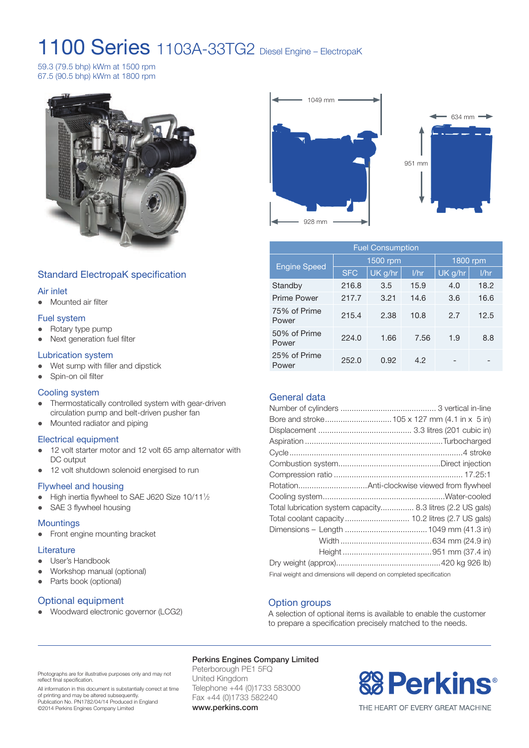# 1100 Series 1103A-33TG2 Diesel Engine – ElectropaK

59.3 (79.5 bhp) kWm at 1500 rpm
67.5 (90.5 bhp) kWm at 1800 rpm

1049 mm
928 mm
634 mm
951 mm

| Fuel Consumption | | | | | |
|---|---|---|---|---|---|
| Engine Speed | 1500 rpm | | | 1800 rpm | |
| | SFC | UK g/hr | l/hr | UK g/hr | l/hr |
| Standby | 216.8 | 3.5 | 15.9 | 4.0 | 18.2 |
| Prime Power | 217.7 | 3.21 | 14.6 | 3.6 | 16.6 |
| 75% of Prime Power | 215.4 | 2.38 | 10.8 | 2.7 | 12.5 |
| 50% of Prime Power | 224.0 | 1.66 | 7.56 | 1.9 | 8.8 |
| 25% of Prime Power | 252.0 | 0.92 | 4.2 | - | - |

## Standard ElectropaK specification

### Air inlet
- Mounted air filter

### Fuel system
- Rotary type pump
- Next generation fuel filter

### Lubrication system
- Wet sump with filler and dipstick
- Spin-on oil filter

### Cooling system
- Thermostatically controlled system with gear-driven circulation pump and belt-driven pusher fan
- Mounted radiator and piping

### Electrical equipment
- 12 volt starter motor and 12 volt 65 amp alternator with DC output
- 12 volt shutdown solenoid energised to run

### Flywheel and housing
- High inertia flywheel to SAE J620 Size 10/11½
- SAE 3 flywheel housing

### Mountings
- Front engine mounting bracket

### Literature
- User's Handbook
- Workshop manual (optional)
- Parts book (optional)

## Optional equipment
- Woodward electronic governor (LCG2)

## General data

Number of cylinders .......................................... 3 vertical in-line
Bore and stroke .............................. 105 x 127 mm (4.1 in x 5 in)
Displacement .......................................... 3.3 litres (201 cubic in)
Aspiration ............................................................ Turbocharged
Cycle ............................................................................ 4 stroke
Combustion system ............................................ Direct injection
Compression ratio ........................................................ 17.25:1
Rotation .............................. Anti-clockwise viewed from flywheel
Cooling system ...................................................... Water-cooled
Total lubrication system capacity ............... 8.3 litres (2.2 US gals)
Total coolant capacity ............................ 10.2 litres (2.7 US gals)
Dimensions – Length .................................... 1049 mm (41.3 in)
Width ........................................ 634 mm (24.9 in)
Height ....................................... 951 mm (37.4 in)
Dry weight (approx) ............................................. 420 kg 926 lb)

Final weight and dimensions will depend on completed specification

## Option groups

A selection of optional items is available to enable the customer to prepare a specification precisely matched to the needs.

Photographs are for illustrative purposes only and may not reflect final specification.

All information in this document is substantially correct at time of printing and may be altered subsequently.
Publication No. PN1782/04/14 Produced in England
©2014 Perkins Engines Company Limited

**Perkins Engines Company Limited**
Peterborough PE1 5FQ
United Kingdom
Telephone +44 (0)1733 583000
Fax +44 (0)1733 582240
**www.perkins.com**

Perkins®
THE HEART OF EVERY GREAT MACHINE